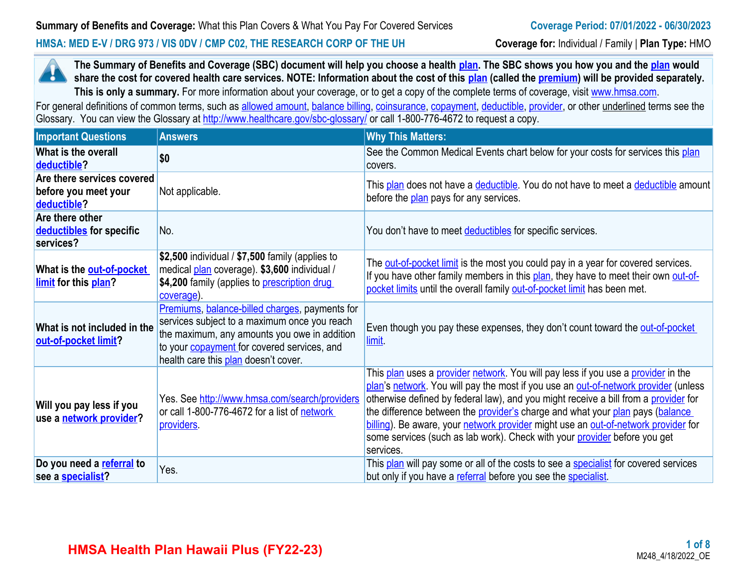**Summary of Benefits and Coverage:** What this Plan Covers & What You Pay For Covered Services

**Coverage Period: 07/01/2022 - 06/30/2023**

**HMSA: MED E-V / DRG 973 / VIS 0DV / CMP C02, THE RESEARCH CORP OF THE UH**

**Coverage for:** Individual / Family | **Plan Type:** HMO

**The Summary of Benefits and Coverage (SBC) document will help you choose a health plan. The SBC shows you how you and the plan would share the cost for covered health care services. NOTE: Information about the cost of this plan (called the premium) will be provided separately. This is only a summary.** For more information about your coverage, or to get a copy of the complete terms of coverage, visit www.hmsa.com.

For general definitions of common terms, such as allowed amount, balance billing, coinsurance, copayment, deductible, provider, or other underlined terms see the Glossary. You can view the Glossary at http://www.healthcare.gov/sbc-glossary/ or call 1-800-776-4672 to request a copy.

| Important Questions | Answers | Why This Matters: |
|---|---|---|
| **What is the overall deductible?** | **$0** | See the Common Medical Events chart below for your costs for services this plan covers. |
| **Are there services covered before you meet your deductible?** | Not applicable. | This plan does not have a deductible. You do not have to meet a deductible amount before the plan pays for any services. |
| **Are there other deductibles for specific services?** | No. | You don't have to meet deductibles for specific services. |
| **What is the out-of-pocket limit for this plan?** | **$2,500** individual / **$7,500** family (applies to medical plan coverage). **$3,600** individual / **$4,200** family (applies to prescription drug coverage). | The out-of-pocket limit is the most you could pay in a year for covered services. If you have other family members in this plan, they have to meet their own out-of-pocket limits until the overall family out-of-pocket limit has been met. |
| **What is not included in the out-of-pocket limit?** | Premiums, balance-billed charges, payments for services subject to a maximum once you reach the maximum, any amounts you owe in addition to your copayment for covered services, and health care this plan doesn't cover. | Even though you pay these expenses, they don't count toward the out-of-pocket limit. |
| **Will you pay less if you use a network provider?** | Yes. See http://www.hmsa.com/search/providers or call 1-800-776-4672 for a list of network providers. | This plan uses a provider network. You will pay less if you use a provider in the plan's network. You will pay the most if you use an out-of-network provider (unless otherwise defined by federal law), and you might receive a bill from a provider for the difference between the provider's charge and what your plan pays (balance billing). Be aware, your network provider might use an out-of-network provider for some services (such as lab work). Check with your provider before you get services. |
| **Do you need a referral to see a specialist?** | Yes. | This plan will pay some or all of the costs to see a specialist for covered services but only if you have a referral before you see the specialist. |

HMSA Health Plan Hawaii Plus (FY22-23)

M248_4/18/2022_OE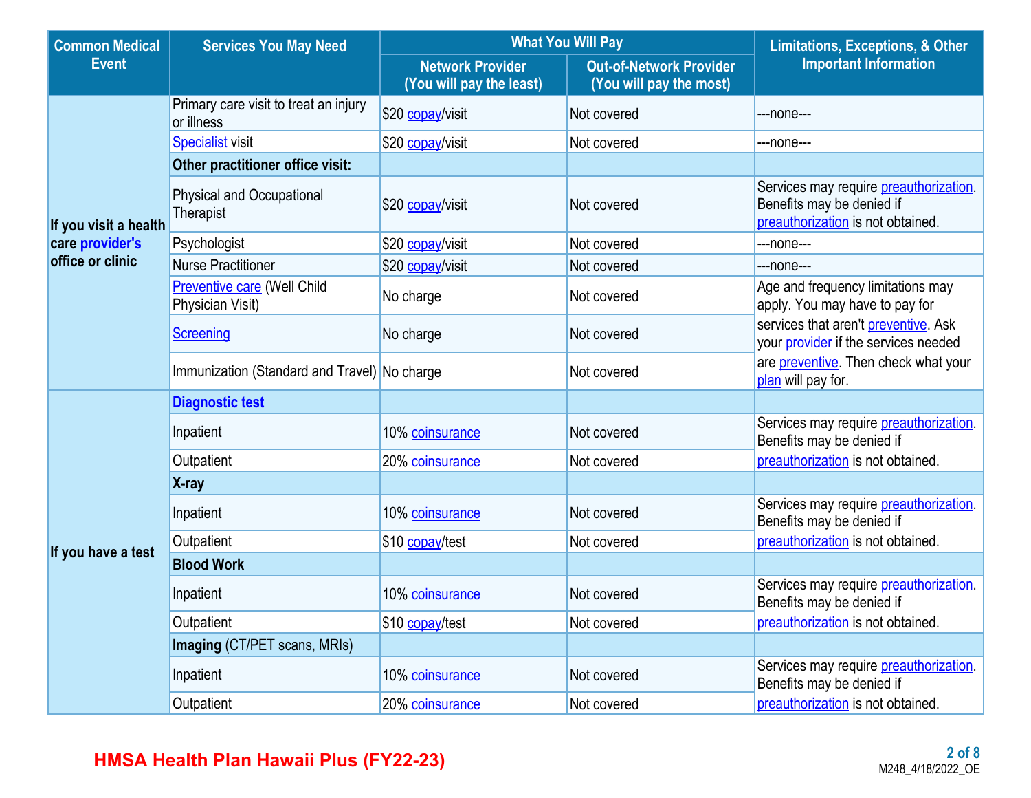| Common Medical Event | Services You May Need | What You Will Pay | | Limitations, Exceptions, & Other Important Information |
|---|---|---|---|---|
| | | Network Provider (You will pay the least) | Out-of-Network Provider (You will pay the most) | |
| If you visit a health care provider's office or clinic | Primary care visit to treat an injury or illness | $20 copay/visit | Not covered | ---none--- |
| | Specialist visit | $20 copay/visit | Not covered | ---none--- |
| | **Other practitioner office visit:** | | | |
| | Physical and Occupational Therapist | $20 copay/visit | Not covered | Services may require preauthorization. Benefits may be denied if preauthorization is not obtained. |
| | Psychologist | $20 copay/visit | Not covered | ---none--- |
| | Nurse Practitioner | $20 copay/visit | Not covered | ---none--- |
| | Preventive care (Well Child Physician Visit) | No charge | Not covered | Age and frequency limitations may apply. You may have to pay for services that aren't preventive. Ask your provider if the services needed are preventive. Then check what your plan will pay for. |
| | Screening | No charge | Not covered | |
| | Immunization (Standard and Travel) | No charge | Not covered | |
| If you have a test | **Diagnostic test** | | | |
| | Inpatient | 10% coinsurance | Not covered | Services may require preauthorization. Benefits may be denied if preauthorization is not obtained. |
| | Outpatient | 20% coinsurance | Not covered | |
| | **X-ray** | | | |
| | Inpatient | 10% coinsurance | Not covered | Services may require preauthorization. Benefits may be denied if preauthorization is not obtained. |
| | Outpatient | $10 copay/test | Not covered | |
| | **Blood Work** | | | |
| | Inpatient | 10% coinsurance | Not covered | Services may require preauthorization. Benefits may be denied if preauthorization is not obtained. |
| | Outpatient | $10 copay/test | Not covered | |
| | **Imaging** (CT/PET scans, MRIs) | | | |
| | Inpatient | 10% coinsurance | Not covered | Services may require preauthorization. Benefits may be denied if preauthorization is not obtained. |
| | Outpatient | 20% coinsurance | Not covered | |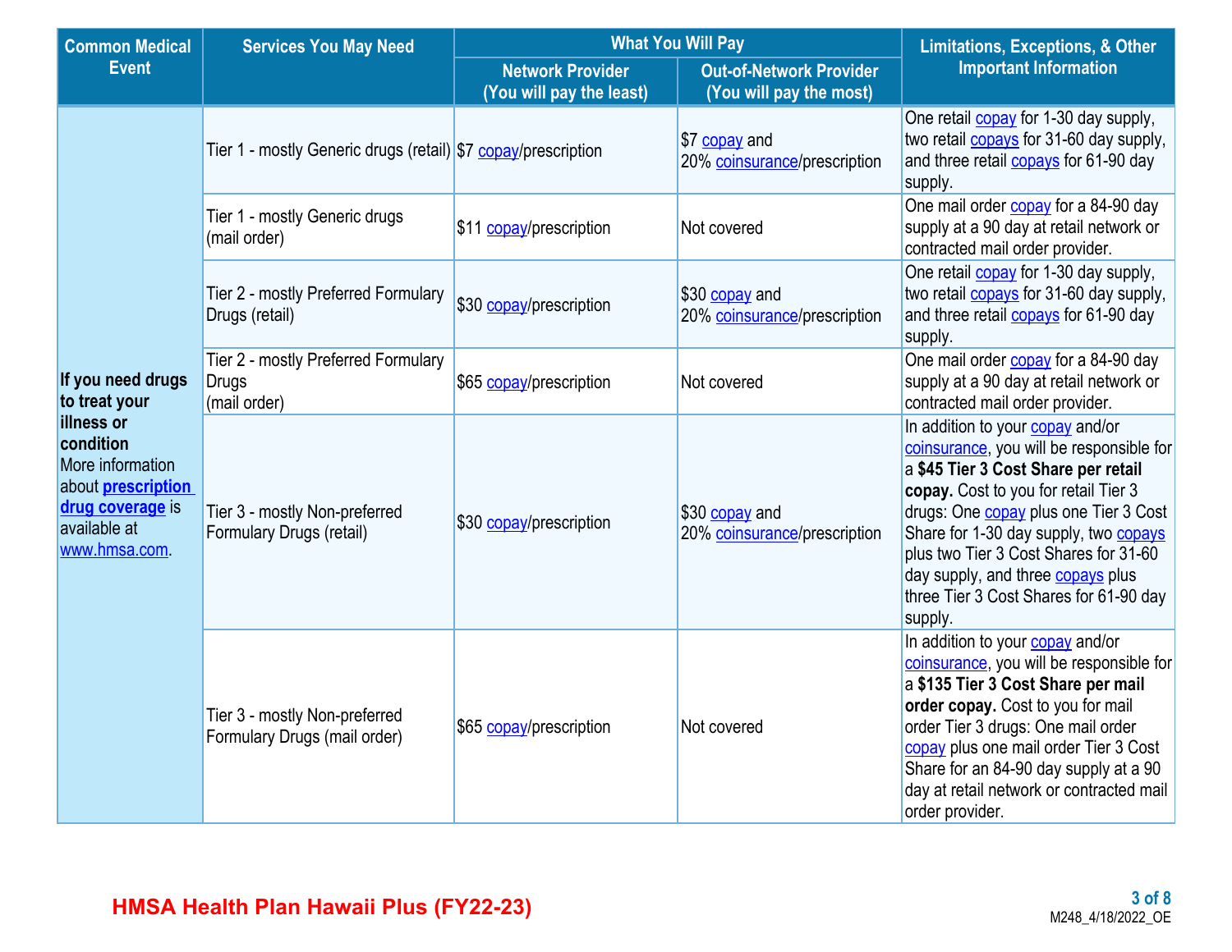| Common Medical Event | Services You May Need | What You Will Pay | | Limitations, Exceptions, & Other Important Information |
|---|---|---|---|---|
| | | Network Provider (You will pay the least) | Out-of-Network Provider (You will pay the most) | |
| **If you need drugs to treat your illness or condition** More information about **prescription drug coverage** is available at www.hmsa.com. | Tier 1 - mostly Generic drugs (retail) | $7 copay/prescription | $7 copay and 20% coinsurance/prescription | One retail copay for 1-30 day supply, two retail copays for 31-60 day supply, and three retail copays for 61-90 day supply. |
| | Tier 1 - mostly Generic drugs (mail order) | $11 copay/prescription | Not covered | One mail order copay for a 84-90 day supply at a 90 day at retail network or contracted mail order provider. |
| | Tier 2 - mostly Preferred Formulary Drugs (retail) | $30 copay/prescription | $30 copay and 20% coinsurance/prescription | One retail copay for 1-30 day supply, two retail copays for 31-60 day supply, and three retail copays for 61-90 day supply. |
| | Tier 2 - mostly Preferred Formulary Drugs (mail order) | $65 copay/prescription | Not covered | One mail order copay for a 84-90 day supply at a 90 day at retail network or contracted mail order provider. |
| | Tier 3 - mostly Non-preferred Formulary Drugs (retail) | $30 copay/prescription | $30 copay and 20% coinsurance/prescription | In addition to your copay and/or coinsurance, you will be responsible for a **$45 Tier 3 Cost Share per retail copay.** Cost to you for retail Tier 3 drugs: One copay plus one Tier 3 Cost Share for 1-30 day supply, two copays plus two Tier 3 Cost Shares for 31-60 day supply, and three copays plus three Tier 3 Cost Shares for 61-90 day supply. |
| | Tier 3 - mostly Non-preferred Formulary Drugs (mail order) | $65 copay/prescription | Not covered | In addition to your copay and/or coinsurance, you will be responsible for a **$135 Tier 3 Cost Share per mail order copay.** Cost to you for mail order Tier 3 drugs: One mail order copay plus one mail order Tier 3 Cost Share for an 84-90 day supply at a 90 day at retail network or contracted mail order provider. |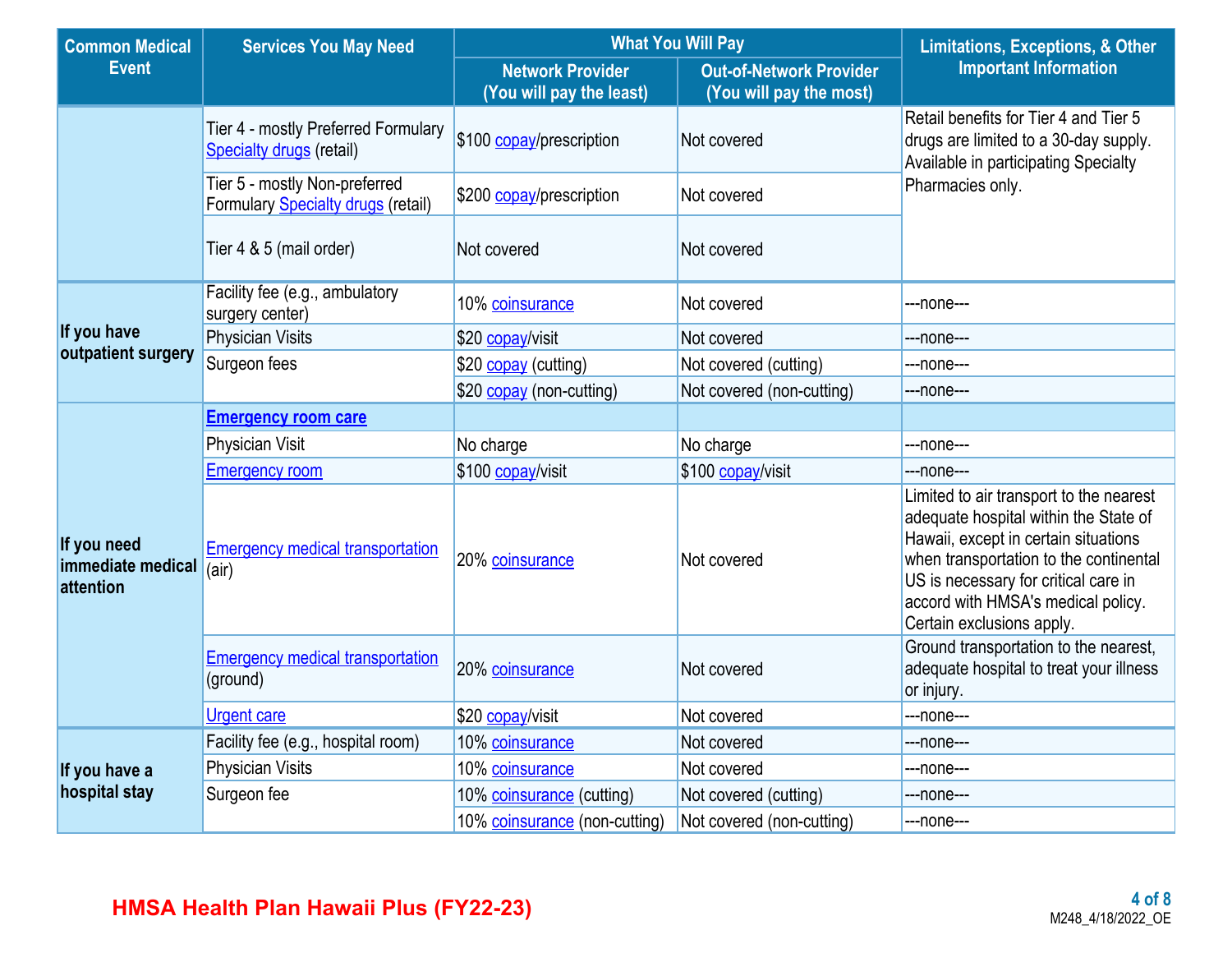| Common Medical Event | Services You May Need | What You Will Pay | | Limitations, Exceptions, & Other Important Information |
|---|---|---|---|---|
| | | Network Provider (You will pay the least) | Out-of-Network Provider (You will pay the most) | |
| | Tier 4 - mostly Preferred Formulary Specialty drugs (retail) | $100 copay/prescription | Not covered | Retail benefits for Tier 4 and Tier 5 drugs are limited to a 30-day supply. Available in participating Specialty Pharmacies only. |
| | Tier 5 - mostly Non-preferred Formulary Specialty drugs (retail) | $200 copay/prescription | Not covered | |
| | Tier 4 & 5 (mail order) | Not covered | Not covered | |
| If you have outpatient surgery | Facility fee (e.g., ambulatory surgery center) | 10% coinsurance | Not covered | ---none--- |
| | Physician Visits | $20 copay/visit | Not covered | ---none--- |
| | Surgeon fees | $20 copay (cutting) | Not covered (cutting) | ---none--- |
| | | $20 copay (non-cutting) | Not covered (non-cutting) | ---none--- |
| If you need immediate medical attention | **Emergency room care** | | | |
| | Physician Visit | No charge | No charge | ---none--- |
| | Emergency room | $100 copay/visit | $100 copay/visit | ---none--- |
| | Emergency medical transportation (air) | 20% coinsurance | Not covered | Limited to air transport to the nearest adequate hospital within the State of Hawaii, except in certain situations when transportation to the continental US is necessary for critical care in accord with HMSA's medical policy. Certain exclusions apply. |
| | Emergency medical transportation (ground) | 20% coinsurance | Not covered | Ground transportation to the nearest, adequate hospital to treat your illness or injury. |
| | Urgent care | $20 copay/visit | Not covered | ---none--- |
| If you have a hospital stay | Facility fee (e.g., hospital room) | 10% coinsurance | Not covered | ---none--- |
| | Physician Visits | 10% coinsurance | Not covered | ---none--- |
| | Surgeon fee | 10% coinsurance (cutting) | Not covered (cutting) | ---none--- |
| | | 10% coinsurance (non-cutting) | Not covered (non-cutting) | ---none--- |

HMSA Health Plan Hawaii Plus (FY22-23)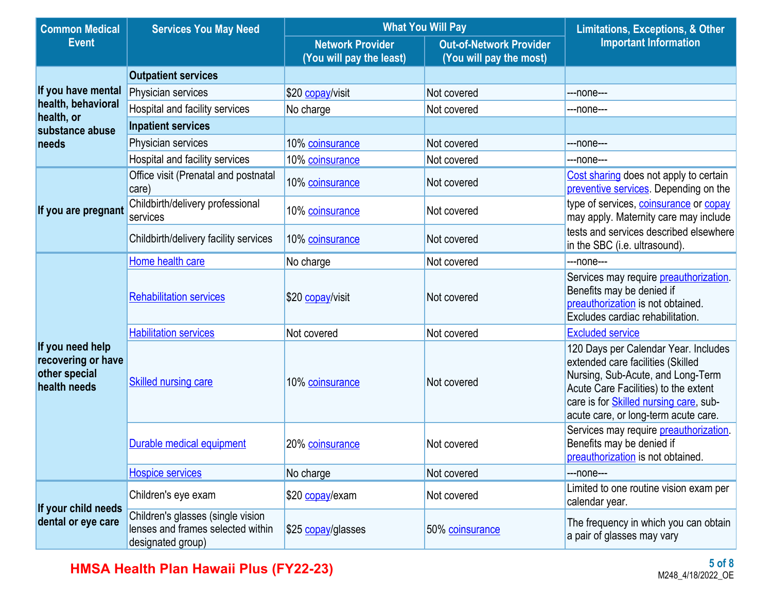| Common Medical Event | Services You May Need | What You Will Pay | | Limitations, Exceptions, & Other Important Information |
|---|---|---|---|---|
| | | Network Provider (You will pay the least) | Out-of-Network Provider (You will pay the most) | |
| If you have mental health, behavioral health, or substance abuse needs | **Outpatient services** | | | |
| | Physician services | $20 copay/visit | Not covered | ---none--- |
| | Hospital and facility services | No charge | Not covered | ---none--- |
| | **Inpatient services** | | | |
| | Physician services | 10% coinsurance | Not covered | ---none--- |
| | Hospital and facility services | 10% coinsurance | Not covered | ---none--- |
| If you are pregnant | Office visit (Prenatal and postnatal care) | 10% coinsurance | Not covered | Cost sharing does not apply to certain preventive services. Depending on the type of services, coinsurance or copay may apply. Maternity care may include tests and services described elsewhere in the SBC (i.e. ultrasound). |
| | Childbirth/delivery professional services | 10% coinsurance | Not covered | |
| | Childbirth/delivery facility services | 10% coinsurance | Not covered | |
| If you need help recovering or have other special health needs | Home health care | No charge | Not covered | ---none--- |
| | Rehabilitation services | $20 copay/visit | Not covered | Services may require preauthorization. Benefits may be denied if preauthorization is not obtained. Excludes cardiac rehabilitation. |
| | Habilitation services | Not covered | Not covered | Excluded service |
| | Skilled nursing care | 10% coinsurance | Not covered | 120 Days per Calendar Year. Includes extended care facilities (Skilled Nursing, Sub-Acute, and Long-Term Acute Care Facilities) to the extent care is for Skilled nursing care, sub-acute care, or long-term acute care. |
| | Durable medical equipment | 20% coinsurance | Not covered | Services may require preauthorization. Benefits may be denied if preauthorization is not obtained. |
| | Hospice services | No charge | Not covered | ---none--- |
| If your child needs dental or eye care | Children's eye exam | $20 copay/exam | Not covered | Limited to one routine vision exam per calendar year. |
| | Children's glasses (single vision lenses and frames selected within designated group) | $25 copay/glasses | 50% coinsurance | The frequency in which you can obtain a pair of glasses may vary |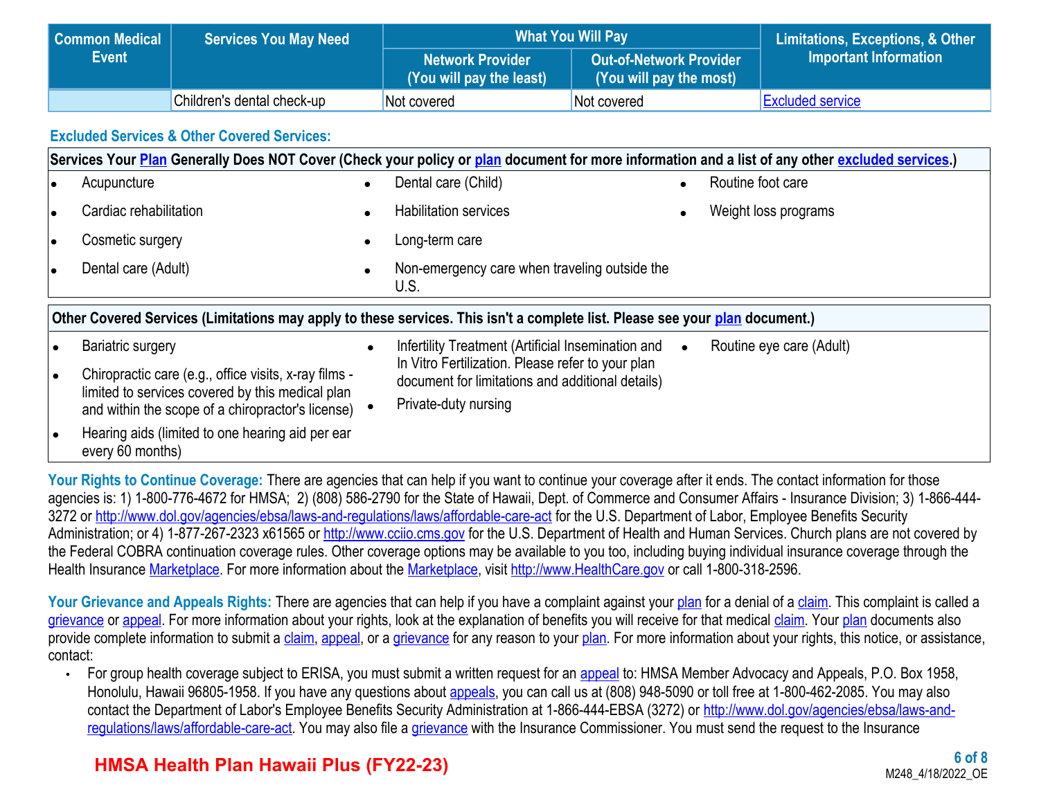| Common Medical Event | Services You May Need | What You Will Pay | | Limitations, Exceptions, & Other Important Information |
|---|---|---|---|---|
| | | Network Provider (You will pay the least) | Out-of-Network Provider (You will pay the most) | |
| | Children's dental check-up | Not covered | Not covered | Excluded service |

## Excluded Services & Other Covered Services:

**Services Your Plan Generally Does NOT Cover (Check your policy or plan document for more information and a list of any other excluded services.)**

- Acupuncture
- Cardiac rehabilitation
- Cosmetic surgery
- Dental care (Adult)
- Dental care (Child)
- Habilitation services
- Long-term care
- Non-emergency care when traveling outside the U.S.
- Routine foot care
- Weight loss programs

**Other Covered Services (Limitations may apply to these services. This isn't a complete list. Please see your plan document.)**

- Bariatric surgery
- Chiropractic care (e.g., office visits, x-ray films - limited to services covered by this medical plan and within the scope of a chiropractor's license)
- Hearing aids (limited to one hearing aid per ear every 60 months)
- Infertility Treatment (Artificial Insemination and In Vitro Fertilization. Please refer to your plan document for limitations and additional details)
- Private-duty nursing
- Routine eye care (Adult)

**Your Rights to Continue Coverage:** There are agencies that can help if you want to continue your coverage after it ends. The contact information for those agencies is: 1) 1-800-776-4672 for HMSA; 2) (808) 586-2790 for the State of Hawaii, Dept. of Commerce and Consumer Affairs - Insurance Division; 3) 1-866-444-3272 or http://www.dol.gov/agencies/ebsa/laws-and-regulations/laws/affordable-care-act for the U.S. Department of Labor, Employee Benefits Security Administration; or 4) 1-877-267-2323 x61565 or http://www.cciio.cms.gov for the U.S. Department of Health and Human Services. Church plans are not covered by the Federal COBRA continuation coverage rules. Other coverage options may be available to you too, including buying individual insurance coverage through the Health Insurance Marketplace. For more information about the Marketplace, visit http://www.HealthCare.gov or call 1-800-318-2596.

**Your Grievance and Appeals Rights:** There are agencies that can help if you have a complaint against your plan for a denial of a claim. This complaint is called a grievance or appeal. For more information about your rights, look at the explanation of benefits you will receive for that medical claim. Your plan documents also provide complete information to submit a claim, appeal, or a grievance for any reason to your plan. For more information about your rights, this notice, or assistance, contact:

- For group health coverage subject to ERISA, you must submit a written request for an appeal to: HMSA Member Advocacy and Appeals, P.O. Box 1958, Honolulu, Hawaii 96805-1958. If you have any questions about appeals, you can call us at (808) 948-5090 or toll free at 1-800-462-2085. You may also contact the Department of Labor's Employee Benefits Security Administration at 1-866-444-EBSA (3272) or http://www.dol.gov/agencies/ebsa/laws-and-regulations/laws/affordable-care-act. You may also file a grievance with the Insurance Commissioner. You must send the request to the Insurance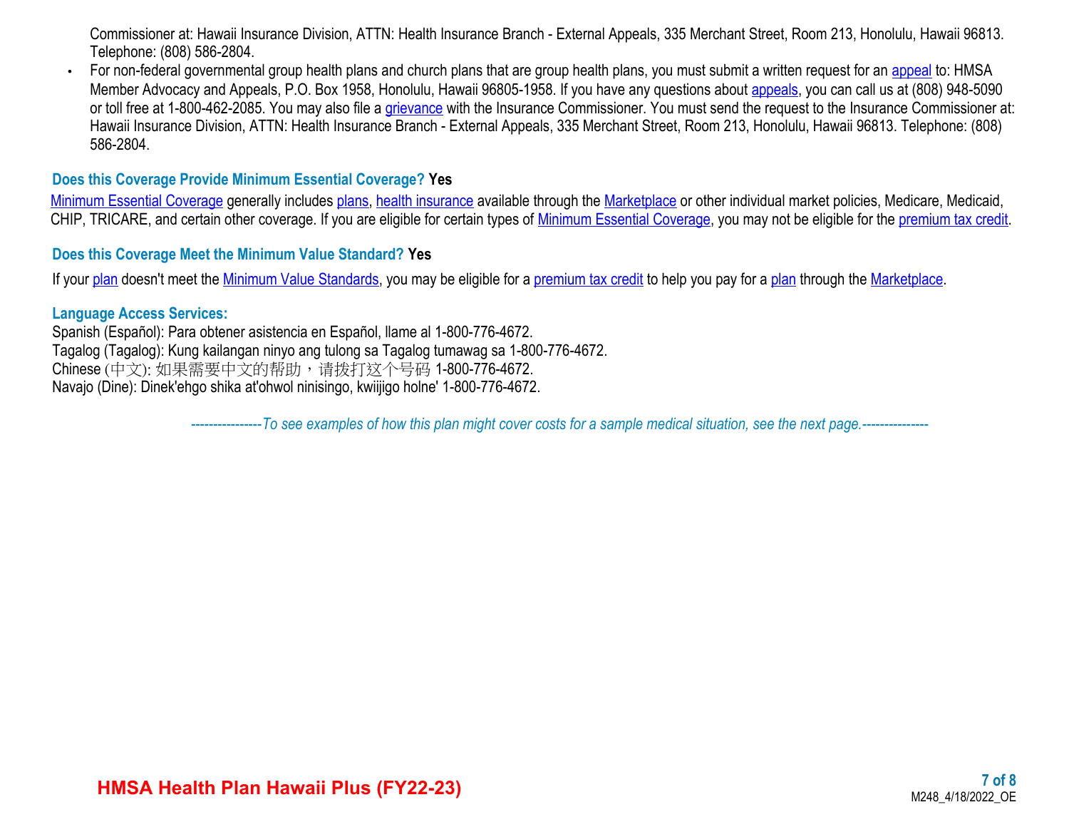Commissioner at: Hawaii Insurance Division, ATTN: Health Insurance Branch - External Appeals, 335 Merchant Street, Room 213, Honolulu, Hawaii 96813. Telephone: (808) 586-2804.

- For non-federal governmental group health plans and church plans that are group health plans, you must submit a written request for an appeal to: HMSA Member Advocacy and Appeals, P.O. Box 1958, Honolulu, Hawaii 96805-1958. If you have any questions about appeals, you can call us at (808) 948-5090 or toll free at 1-800-462-2085. You may also file a grievance with the Insurance Commissioner. You must send the request to the Insurance Commissioner at: Hawaii Insurance Division, ATTN: Health Insurance Branch - External Appeals, 335 Merchant Street, Room 213, Honolulu, Hawaii 96813. Telephone: (808) 586-2804.

### Does this Coverage Provide Minimum Essential Coverage? **Yes**

Minimum Essential Coverage generally includes plans, health insurance available through the Marketplace or other individual market policies, Medicare, Medicaid, CHIP, TRICARE, and certain other coverage. If you are eligible for certain types of Minimum Essential Coverage, you may not be eligible for the premium tax credit.

### Does this Coverage Meet the Minimum Value Standard? **Yes**

If your plan doesn't meet the Minimum Value Standards, you may be eligible for a premium tax credit to help you pay for a plan through the Marketplace.

### Language Access Services:

Spanish (Español): Para obtener asistencia en Español, llame al 1-800-776-4672.
Tagalog (Tagalog): Kung kailangan ninyo ang tulong sa Tagalog tumawag sa 1-800-776-4672.
Chinese (中文): 如果需要中文的帮助，请拨打这个号码 1-800-776-4672.
Navajo (Dine): Dinek'ehgo shika at'ohwol ninisingo, kwiijigo holne' 1-800-776-4672.

*----------------To see examples of how this plan might cover costs for a sample medical situation, see the next page.---------------*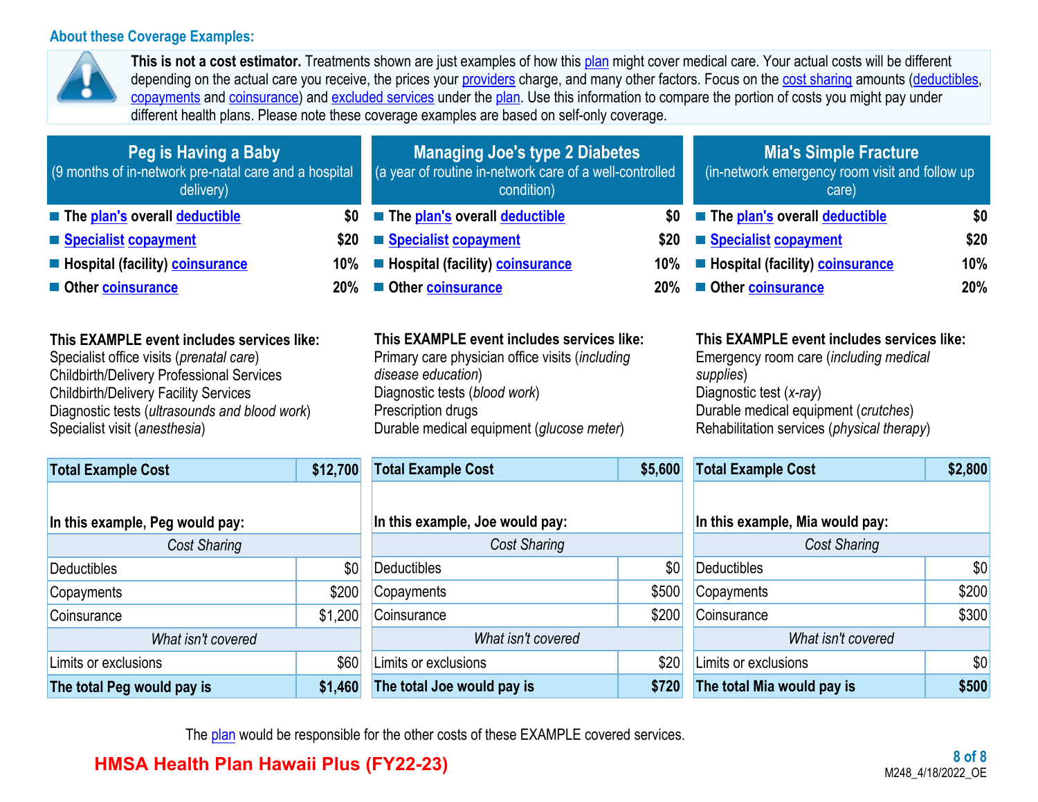### About these Coverage Examples:

**This is not a cost estimator.** Treatments shown are just examples of how this plan might cover medical care. Your actual costs will be different depending on the actual care you receive, the prices your providers charge, and many other factors. Focus on the cost sharing amounts (deductibles, copayments and coinsurance) and excluded services under the plan. Use this information to compare the portion of costs you might pay under different health plans. Please note these coverage examples are based on self-only coverage.

## Peg is Having a Baby

(9 months of in-network pre-natal care and a hospital delivery)

| | |
|---|---|
| **The plan's overall deductible** | **$0** |
| **Specialist copayment** | **$20** |
| **Hospital (facility) coinsurance** | **10%** |
| **Other coinsurance** | **20%** |

**This EXAMPLE event includes services like:**
Specialist office visits (*prenatal care*)
Childbirth/Delivery Professional Services
Childbirth/Delivery Facility Services
Diagnostic tests (*ultrasounds and blood work*)
Specialist visit (*anesthesia*)

| **Total Example Cost** | **$12,700** |
|---|---|
| **In this example, Peg would pay:** | |
| *Cost Sharing* | |
| Deductibles | $0 |
| Copayments | $200 |
| Coinsurance | $1,200 |
| *What isn't covered* | |
| Limits or exclusions | $60 |
| **The total Peg would pay is** | **$1,460** |

## Managing Joe's type 2 Diabetes

(a year of routine in-network care of a well-controlled condition)

| | |
|---|---|
| **The plan's overall deductible** | **$0** |
| **Specialist copayment** | **$20** |
| **Hospital (facility) coinsurance** | **10%** |
| **Other coinsurance** | **20%** |

**This EXAMPLE event includes services like:**
Primary care physician office visits (*including disease education*)
Diagnostic tests (*blood work*)
Prescription drugs
Durable medical equipment (*glucose meter*)

| **Total Example Cost** | **$5,600** |
|---|---|
| **In this example, Joe would pay:** | |
| *Cost Sharing* | |
| Deductibles | $0 |
| Copayments | $500 |
| Coinsurance | $200 |
| *What isn't covered* | |
| Limits or exclusions | $20 |
| **The total Joe would pay is** | **$720** |

## Mia's Simple Fracture

(in-network emergency room visit and follow up care)

| | |
|---|---|
| **The plan's overall deductible** | **$0** |
| **Specialist copayment** | **$20** |
| **Hospital (facility) coinsurance** | **10%** |
| **Other coinsurance** | **20%** |

**This EXAMPLE event includes services like:**
Emergency room care (*including medical supplies*)
Diagnostic test (*x-ray*)
Durable medical equipment (*crutches*)
Rehabilitation services (*physical therapy*)

| **Total Example Cost** | **$2,800** |
|---|---|
| **In this example, Mia would pay:** | |
| *Cost Sharing* | |
| Deductibles | $0 |
| Copayments | $200 |
| Coinsurance | $300 |
| *What isn't covered* | |
| Limits or exclusions | $0 |
| **The total Mia would pay is** | **$500** |

The plan would be responsible for the other costs of these EXAMPLE covered services.

**HMSA Health Plan Hawaii Plus (FY22-23)**

M248_4/18/2022_OE